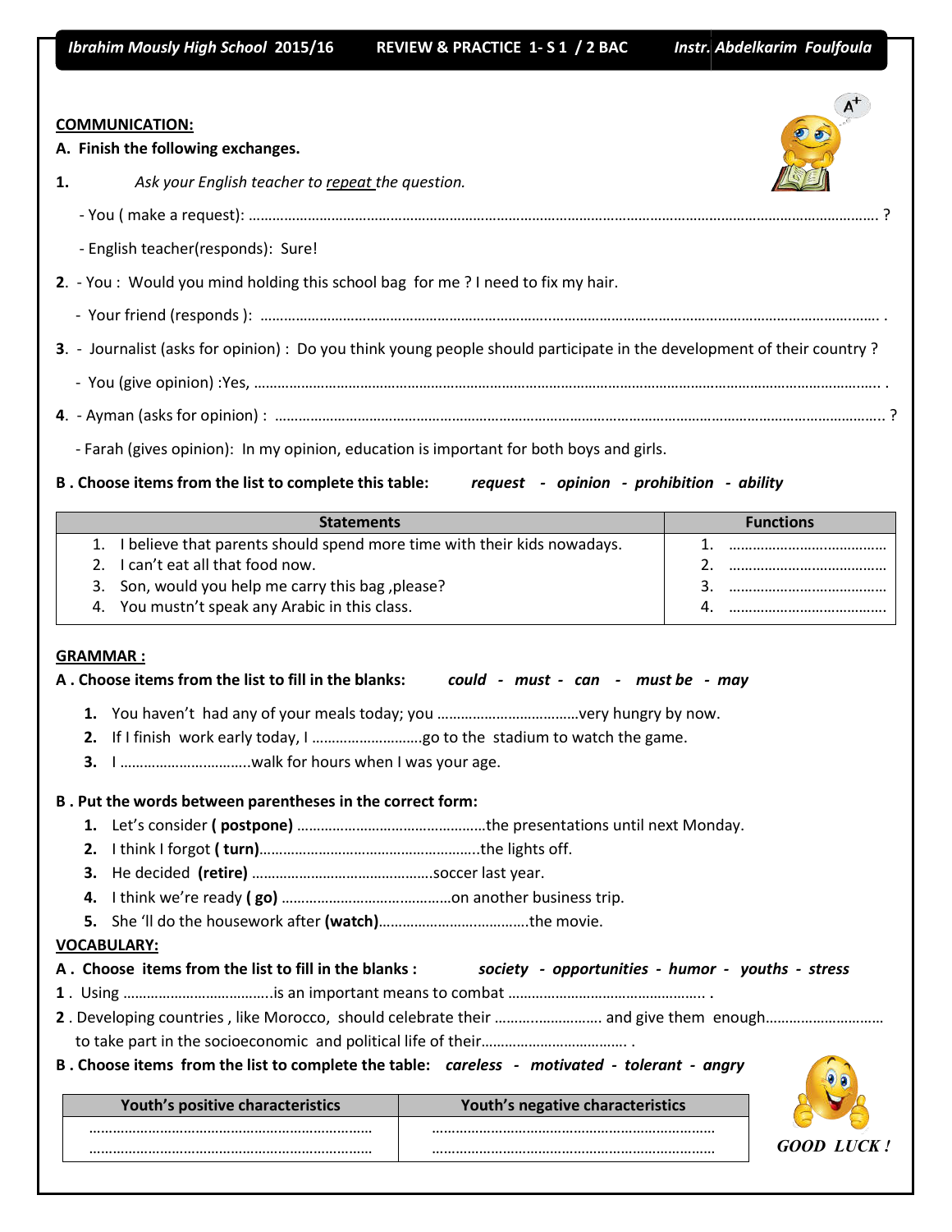Ibrahim Mously High School 2015/16 — REVIEW & PRACTICE 1- S 1 / 2 BAC — Instr. Abdelkarim Foulfoula

## COMMUNICATION:

**A. Finish the following exchanges.**

**1.** *Ask your English teacher to repeat the question.*

- You ( make a request): …………………………………………………………………………………………………………………… ?
- English teacher(responds): Sure!

**2.** - You : Would you mind holding this school bag for me ? I need to fix my hair.

- Your friend (responds ): …………………………………………………………………………………………………………………… .

**3.** - Journalist (asks for opinion) : Do you think young people should participate in the development of their country ?

- You (give opinion) :Yes, …………………………………………………………………………………………………………………… .

**4.** - Ayman (asks for opinion) : …………………………………………………………………………………………………………………… ?

- Farah (gives opinion): In my opinion, education is important for both boys and girls.

**B . Choose items from the list to complete this table:** ***request - opinion - prohibition - ability***

| Statements | Functions |
|---|---|
| 1. I believe that parents should spend more time with their kids nowadays. | 1. ………………………………… |
| 2. I can't eat all that food now. | 2. ………………………………… |
| 3. Son, would you help me carry this bag ,please? | 3. ………………………………… |
| 4. You mustn't speak any Arabic in this class. | 4. ………………………………… |

## GRAMMAR :

**A . Choose items from the list to fill in the blanks:** ***could - must - can - must be - may***

1. You haven't had any of your meals today; you ………………………………very hungry by now.
2. If I finish work early today, I ………………………go to the stadium to watch the game.
3. I …………………………..walk for hours when I was your age.

**B . Put the words between parentheses in the correct form:**

1. Let's consider **( postpone)** …………………………………………the presentations until next Monday.
2. I think I forgot **( turn)**……………………………………………….the lights off.
3. He decided **(retire)** ………………………………………soccer last year.
4. I think we're ready **( go)** ……………………………………on another business trip.
5. She 'll do the housework after **(watch)**……………………………….the movie.

## VOCABULARY:

**A . Choose items from the list to fill in the blanks :** ***society - opportunities - humor - youths - stress***

**1** . Using ……………………………….is an important means to combat ………………………………………… .

**2** . Developing countries , like Morocco, should celebrate their ………………………. and give them enough…………………………
to take part in the socioeconomic and political life of their……………………………… .

**B . Choose items from the list to complete the table:** ***careless - motivated - tolerant - angry***

| Youth's positive characteristics | Youth's negative characteristics |
|---|---|
| ……………………………………………………………… | ……………………………………………………………… |
| ……………………………………………………………… | ……………………………………………………………… |

*GOOD LUCK !*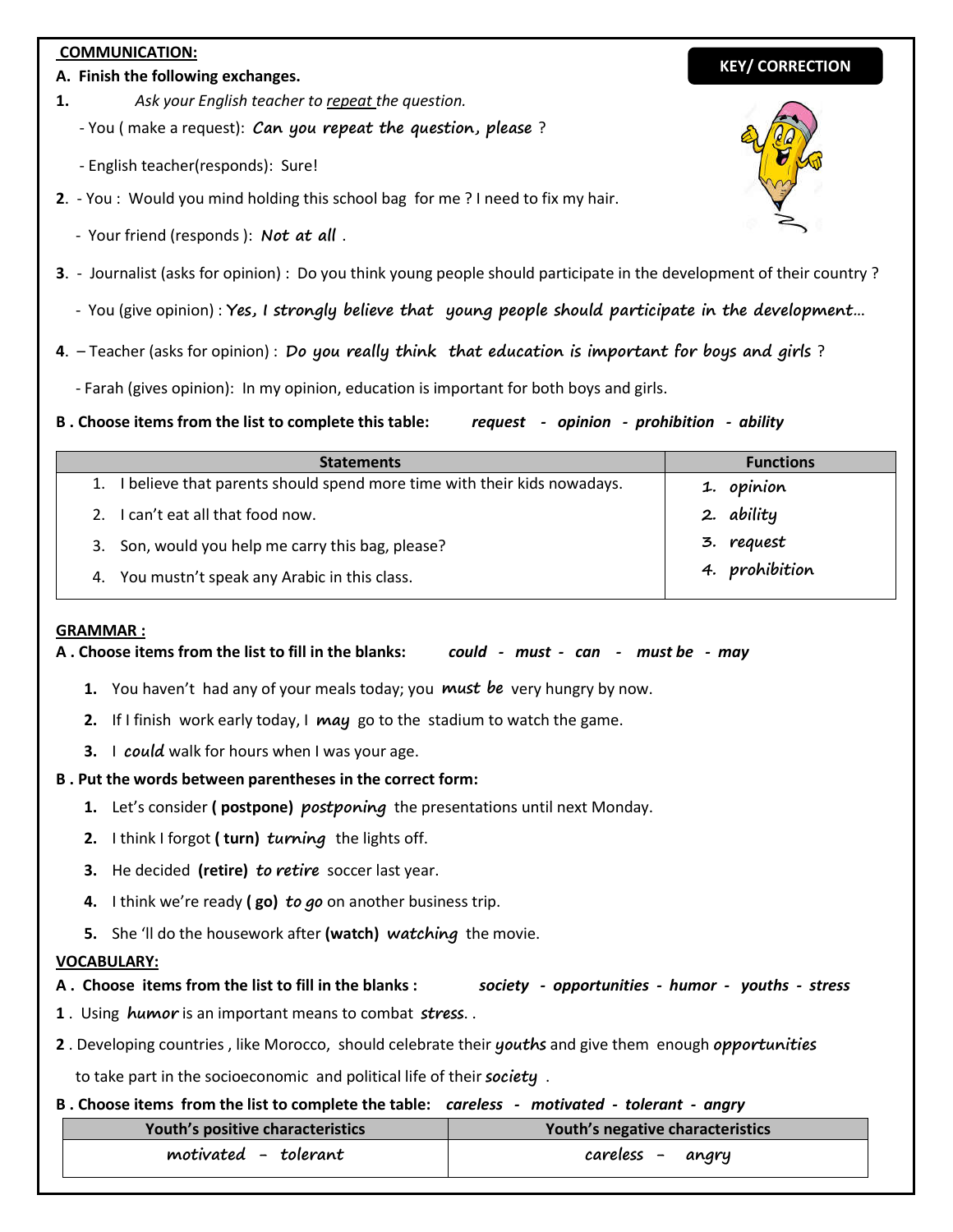**KEY/ CORRECTION**

## COMMUNICATION:

**A. Finish the following exchanges.**

**1.** *Ask your English teacher to repeat the question.*

- You ( make a request): ***Can you repeat the question, please*** ?
- English teacher(responds): Sure!

**2**. - You : Would you mind holding this school bag for me ? I need to fix my hair.

- Your friend (responds ): ***Not at all*** .

**3**. - Journalist (asks for opinion) : Do you think young people should participate in the development of their country ?

- You (give opinion) : ***Yes, I strongly believe that young people should participate in the development…***

**4**. – Teacher (asks for opinion) : ***Do you really think that education is important for boys and girls*** ?

- Farah (gives opinion): In my opinion, education is important for both boys and girls.

**B . Choose items from the list to complete this table:** *request - opinion - prohibition - ability*

| Statements | Functions |
|---|---|
| 1. I believe that parents should spend more time with their kids nowadays. | 1. *opinion* |
| 2. I can't eat all that food now. | 2. *ability* |
| 3. Son, would you help me carry this bag, please? | 3. *request* |
| 4. You mustn't speak any Arabic in this class. | 4. *prohibition* |

## GRAMMAR :

**A . Choose items from the list to fill in the blanks:** *could - must - can - must be - may*

1. You haven't had any of your meals today; you ***must be*** very hungry by now.
2. If I finish work early today, I ***may*** go to the stadium to watch the game.
3. I ***could*** walk for hours when I was your age.

**B . Put the words between parentheses in the correct form:**

1. Let's consider **( postpone)** *postponing* the presentations until next Monday.
2. I think I forgot **( turn)** *turning* the lights off.
3. He decided **(retire)** *to retire* soccer last year.
4. I think we're ready **( go)** *to go* on another business trip.
5. She 'll do the housework after **(watch)** *watching* the movie.

## VOCABULARY:

**A . Choose items from the list to fill in the blanks :** *society - opportunities - humor - youths - stress*

**1** . Using ***humor*** is an important means to combat ***stress***. .

**2** . Developing countries , like Morocco, should celebrate their ***youths*** and give them enough ***opportunities*** to take part in the socioeconomic and political life of their ***society*** .

**B . Choose items from the list to complete the table:** *careless - motivated - tolerant - angry*

| Youth's positive characteristics | Youth's negative characteristics |
|---|---|
| *motivated – tolerant* | *careless – angry* |